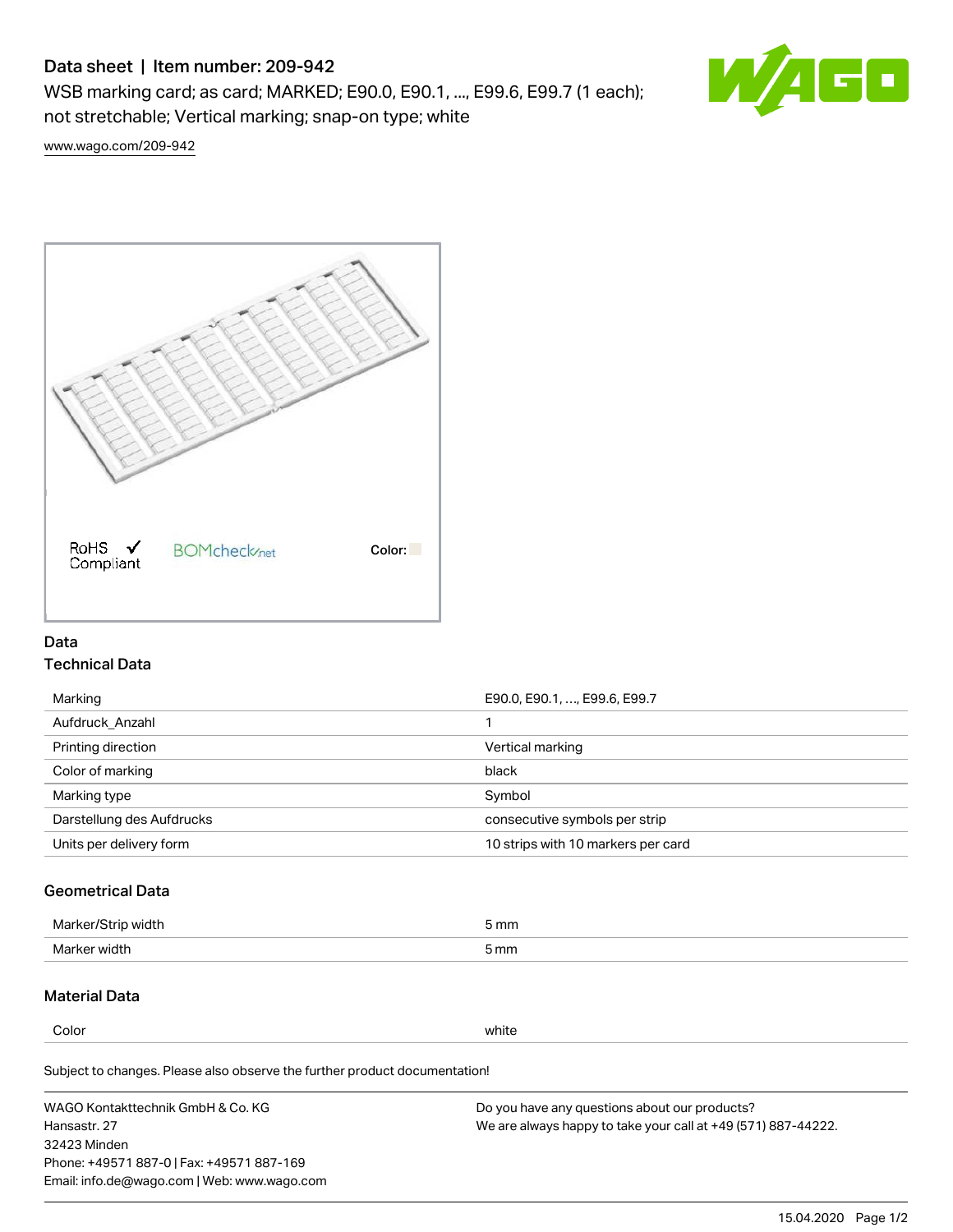# Data sheet | Item number: 209-942

WSB marking card; as card; MARKED; E90.0, E90.1, ..., E99.6, E99.7 (1 each); not stretchable; Vertical marking; snap-on type; white

www.wago.com/209-942

RoHS Compliant ✓ BOMcheck.net Color:

## Data

### Technical Data

| | |
|---|---|
| Marking | E90.0, E90.1, ..., E99.6, E99.7 |
| Aufdruck_Anzahl | 1 |
| Printing direction | Vertical marking |
| Color of marking | black |
| Marking type | Symbol |
| Darstellung des Aufdrucks | consecutive symbols per strip |
| Units per delivery form | 10 strips with 10 markers per card |

### Geometrical Data

| | |
|---|---|
| Marker/Strip width | 5 mm |
| Marker width | 5 mm |

### Material Data

| | |
|---|---|
| Color | white |

Subject to changes. Please also observe the further product documentation!

WAGO Kontakttechnik GmbH & Co. KG
Hansastr. 27
32423 Minden
Phone: +49571 887-0 | Fax: +49571 887-169
Email: info.de@wago.com | Web: www.wago.com

Do you have any questions about our products?
We are always happy to take your call at +49 (571) 887-44222.

15.04.2020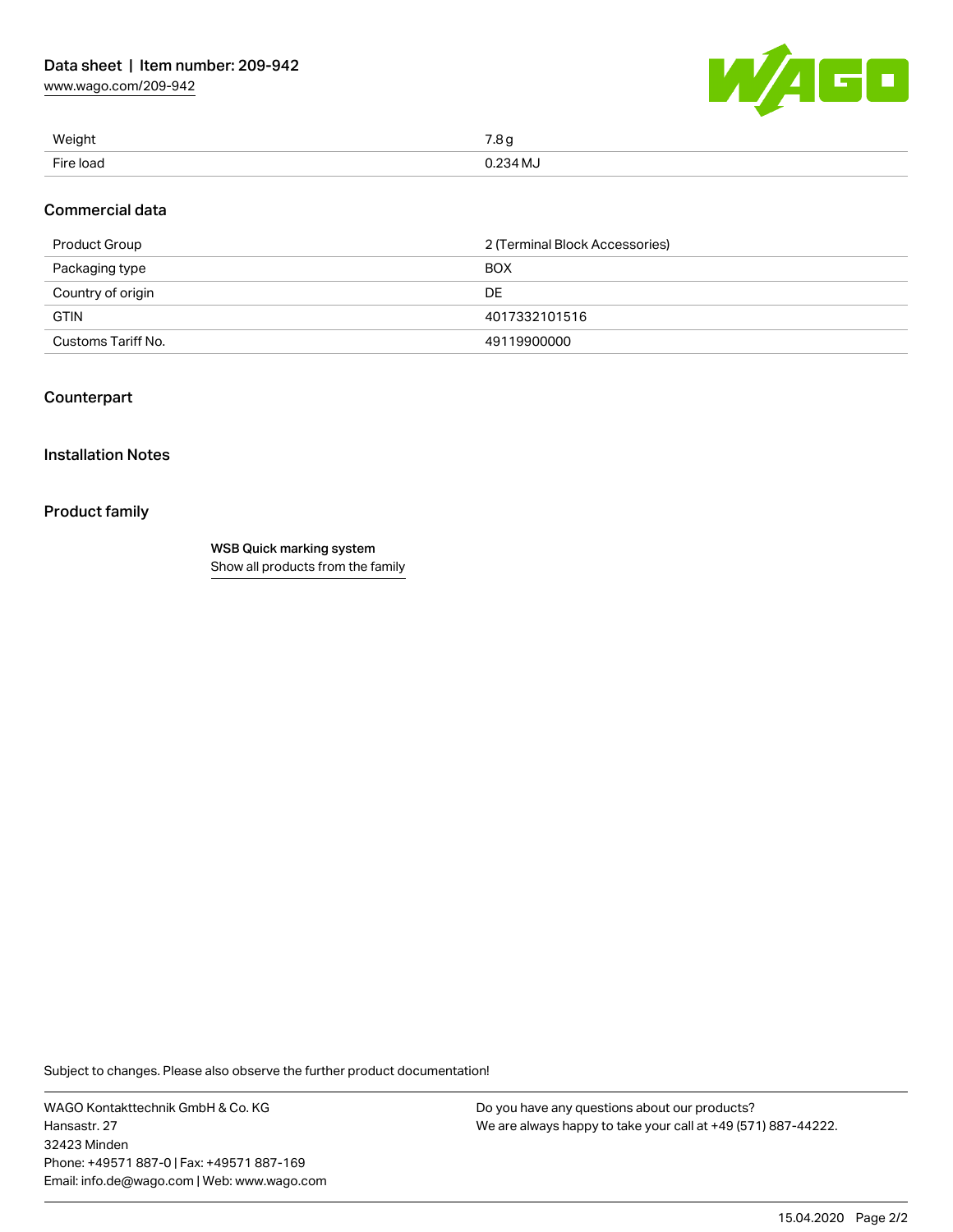| | |
|---|---|
| Weight | 7.8 g |
| Fire load | 0.234 MJ |

## Commercial data

| | |
|---|---|
| Product Group | 2 (Terminal Block Accessories) |
| Packaging type | BOX |
| Country of origin | DE |
| GTIN | 4017332101516 |
| Customs Tariff No. | 49119900000 |

## Counterpart

## Installation Notes

## Product family

WSB Quick marking system
Show all products from the family

Subject to changes. Please also observe the further product documentation!

WAGO Kontakttechnik GmbH & Co. KG
Hansastr. 27
32423 Minden
Phone: +49571 887-0 | Fax: +49571 887-169
Email: info.de@wago.com | Web: www.wago.com

Do you have any questions about our products?
We are always happy to take your call at +49 (571) 887-44222.

15.04.2020